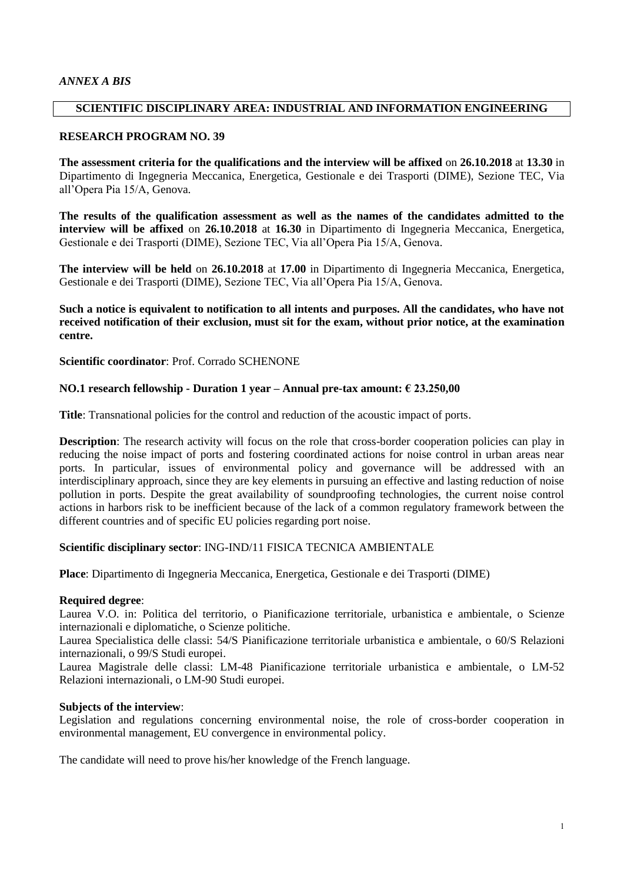*ANNEX A BIS*

## SCIENTIFIC DISCIPLINARY AREA: INDUSTRIAL AND INFORMATION ENGINEERING

### RESEARCH PROGRAM NO. 39

**The assessment criteria for the qualifications and the interview will be affixed** on **26.10.2018** at **13.30** in Dipartimento di Ingegneria Meccanica, Energetica, Gestionale e dei Trasporti (DIME), Sezione TEC, Via all’Opera Pia 15/A, Genova.

**The results of the qualification assessment as well as the names of the candidates admitted to the interview will be affixed** on **26.10.2018** at **16.30** in Dipartimento di Ingegneria Meccanica, Energetica, Gestionale e dei Trasporti (DIME), Sezione TEC, Via all’Opera Pia 15/A, Genova.

**The interview will be held** on **26.10.2018** at **17.00** in Dipartimento di Ingegneria Meccanica, Energetica, Gestionale e dei Trasporti (DIME), Sezione TEC, Via all’Opera Pia 15/A, Genova.

**Such a notice is equivalent to notification to all intents and purposes. All the candidates, who have not received notification of their exclusion, must sit for the exam, without prior notice, at the examination centre.**

**Scientific coordinator**: Prof. Corrado SCHENONE

**NO.1 research fellowship - Duration 1 year – Annual pre-tax amount: € 23.250,00**

**Title**: Transnational policies for the control and reduction of the acoustic impact of ports.

**Description**: The research activity will focus on the role that cross-border cooperation policies can play in reducing the noise impact of ports and fostering coordinated actions for noise control in urban areas near ports. In particular, issues of environmental policy and governance will be addressed with an interdisciplinary approach, since they are key elements in pursuing an effective and lasting reduction of noise pollution in ports. Despite the great availability of soundproofing technologies, the current noise control actions in harbors risk to be inefficient because of the lack of a common regulatory framework between the different countries and of specific EU policies regarding port noise.

**Scientific disciplinary sector**: ING-IND/11 FISICA TECNICA AMBIENTALE

**Place**: Dipartimento di Ingegneria Meccanica, Energetica, Gestionale e dei Trasporti (DIME)

**Required degree**:

Laurea V.O. in: Politica del territorio, o Pianificazione territoriale, urbanistica e ambientale, o Scienze internazionali e diplomatiche, o Scienze politiche.

Laurea Specialistica delle classi: 54/S Pianificazione territoriale urbanistica e ambientale, o 60/S Relazioni internazionali, o 99/S Studi europei.

Laurea Magistrale delle classi: LM-48 Pianificazione territoriale urbanistica e ambientale, o LM-52 Relazioni internazionali, o LM-90 Studi europei.

**Subjects of the interview**:

Legislation and regulations concerning environmental noise, the role of cross-border cooperation in environmental management, EU convergence in environmental policy.

The candidate will need to prove his/her knowledge of the French language.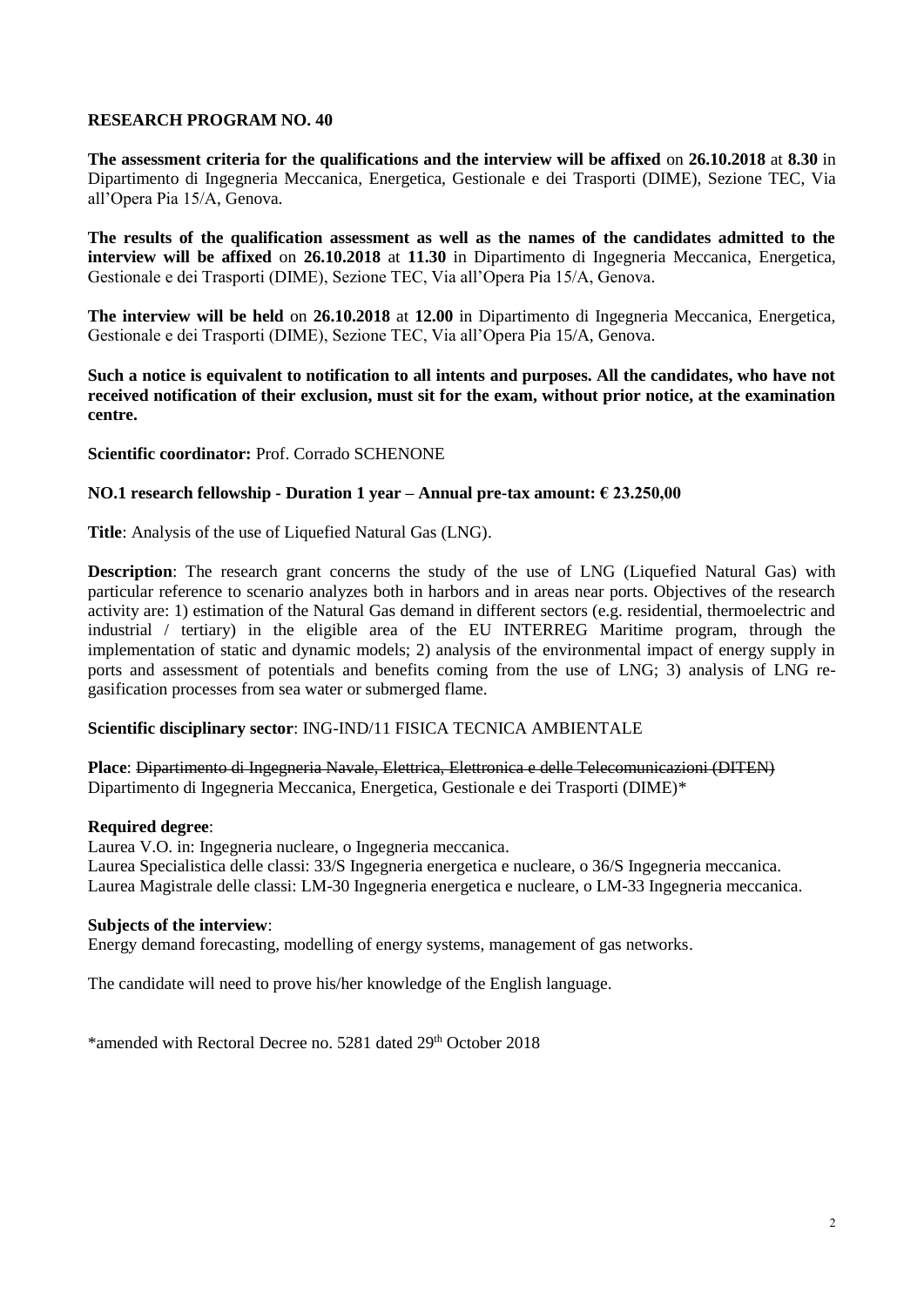**RESEARCH PROGRAM NO. 40**

**The assessment criteria for the qualifications and the interview will be affixed** on **26.10.2018** at **8.30** in Dipartimento di Ingegneria Meccanica, Energetica, Gestionale e dei Trasporti (DIME), Sezione TEC, Via all'Opera Pia 15/A, Genova.

**The results of the qualification assessment as well as the names of the candidates admitted to the interview will be affixed** on **26.10.2018** at **11.30** in Dipartimento di Ingegneria Meccanica, Energetica, Gestionale e dei Trasporti (DIME), Sezione TEC, Via all'Opera Pia 15/A, Genova.

**The interview will be held** on **26.10.2018** at **12.00** in Dipartimento di Ingegneria Meccanica, Energetica, Gestionale e dei Trasporti (DIME), Sezione TEC, Via all'Opera Pia 15/A, Genova.

**Such a notice is equivalent to notification to all intents and purposes. All the candidates, who have not received notification of their exclusion, must sit for the exam, without prior notice, at the examination centre.**

**Scientific coordinator:** Prof. Corrado SCHENONE

**NO.1 research fellowship - Duration 1 year – Annual pre-tax amount: € 23.250,00**

**Title**: Analysis of the use of Liquefied Natural Gas (LNG).

**Description**: The research grant concerns the study of the use of LNG (Liquefied Natural Gas) with particular reference to scenario analyzes both in harbors and in areas near ports. Objectives of the research activity are: 1) estimation of the Natural Gas demand in different sectors (e.g. residential, thermoelectric and industrial / tertiary) in the eligible area of the EU INTERREG Maritime program, through the implementation of static and dynamic models; 2) analysis of the environmental impact of energy supply in ports and assessment of potentials and benefits coming from the use of LNG; 3) analysis of LNG re-gasification processes from sea water or submerged flame.

**Scientific disciplinary sector**: ING-IND/11 FISICA TECNICA AMBIENTALE

**Place**: ~~Dipartimento di Ingegneria Navale, Elettrica, Elettronica e delle Telecomunicazioni (DITEN)~~ Dipartimento di Ingegneria Meccanica, Energetica, Gestionale e dei Trasporti (DIME)*

**Required degree**:
Laurea V.O. in: Ingegneria nucleare, o Ingegneria meccanica.
Laurea Specialistica delle classi: 33/S Ingegneria energetica e nucleare, o 36/S Ingegneria meccanica.
Laurea Magistrale delle classi: LM-30 Ingegneria energetica e nucleare, o LM-33 Ingegneria meccanica.

**Subjects of the interview**:
Energy demand forecasting, modelling of energy systems, management of gas networks.

The candidate will need to prove his/her knowledge of the English language.

*amended with Rectoral Decree no. 5281 dated 29th October 2018